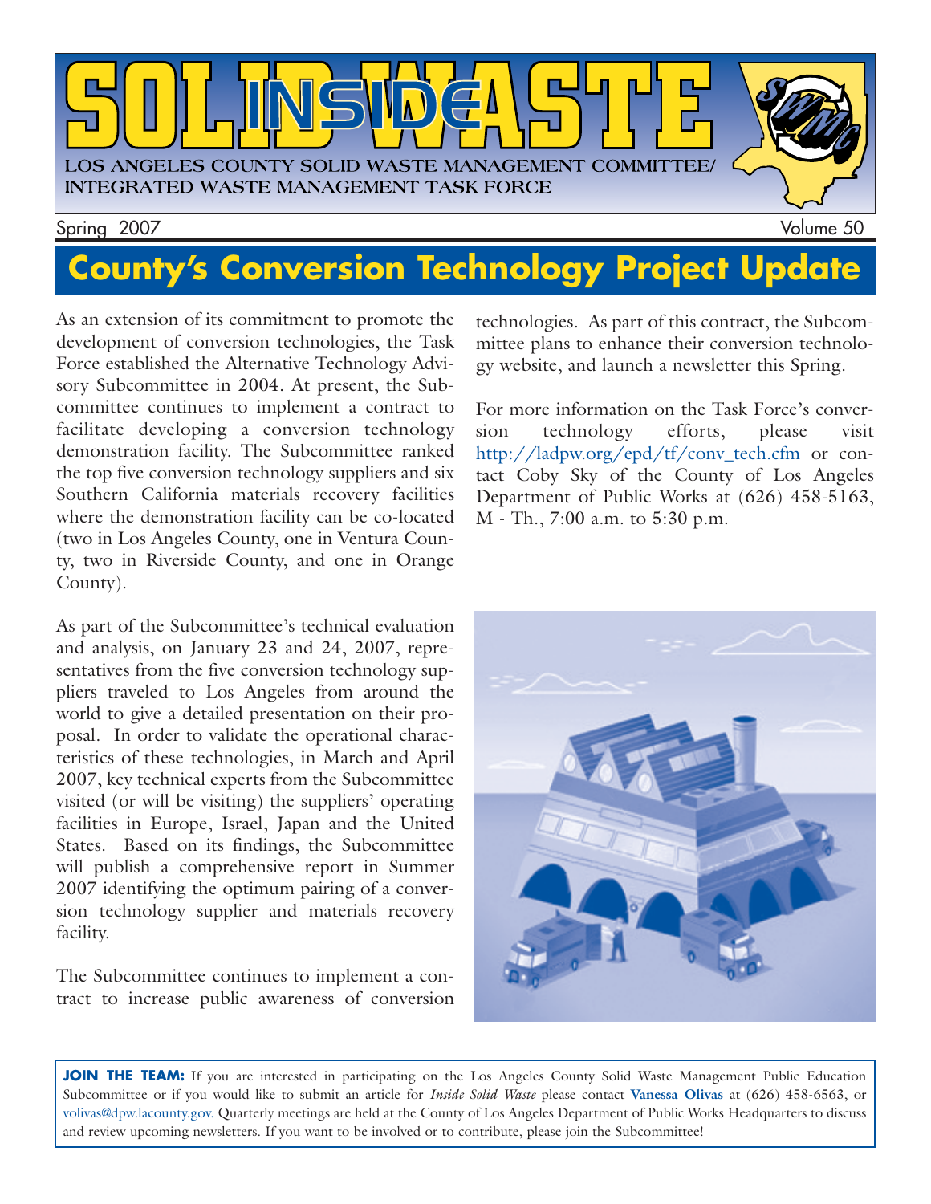# INSIDE SOLID WASTE

LOS ANGELES COUNTY SOLID WASTE MANAGEMENT COMMITTEE/ INTEGRATED WASTE MANAGEMENT TASK FORCE

Spring 2007 Volume 50

## County's Conversion Technology Project Update

As an extension of its commitment to promote the development of conversion technologies, the Task Force established the Alternative Technology Advisory Subcommittee in 2004. At present, the Subcommittee continues to implement a contract to facilitate developing a conversion technology demonstration facility. The Subcommittee ranked the top five conversion technology suppliers and six Southern California materials recovery facilities where the demonstration facility can be co-located (two in Los Angeles County, one in Ventura County, two in Riverside County, and one in Orange County).

As part of the Subcommittee's technical evaluation and analysis, on January 23 and 24, 2007, representatives from the five conversion technology suppliers traveled to Los Angeles from around the world to give a detailed presentation on their proposal. In order to validate the operational characteristics of these technologies, in March and April 2007, key technical experts from the Subcommittee visited (or will be visiting) the suppliers' operating facilities in Europe, Israel, Japan and the United States. Based on its findings, the Subcommittee will publish a comprehensive report in Summer 2007 identifying the optimum pairing of a conversion technology supplier and materials recovery facility.

The Subcommittee continues to implement a contract to increase public awareness of conversion technologies. As part of this contract, the Subcommittee plans to enhance their conversion technology website, and launch a newsletter this Spring.

For more information on the Task Force's conversion technology efforts, please visit http://ladpw.org/epd/tf/conv_tech.cfm or contact Coby Sky of the County of Los Angeles Department of Public Works at (626) 458-5163, M - Th., 7:00 a.m. to 5:30 p.m.

**JOIN THE TEAM:** If you are interested in participating on the Los Angeles County Solid Waste Management Public Education Subcommittee or if you would like to submit an article for *Inside Solid Waste* please contact **Vanessa Olivas** at (626) 458-6563, or volivas@dpw.lacounty.gov. Quarterly meetings are held at the County of Los Angeles Department of Public Works Headquarters to discuss and review upcoming newsletters. If you want to be involved or to contribute, please join the Subcommittee!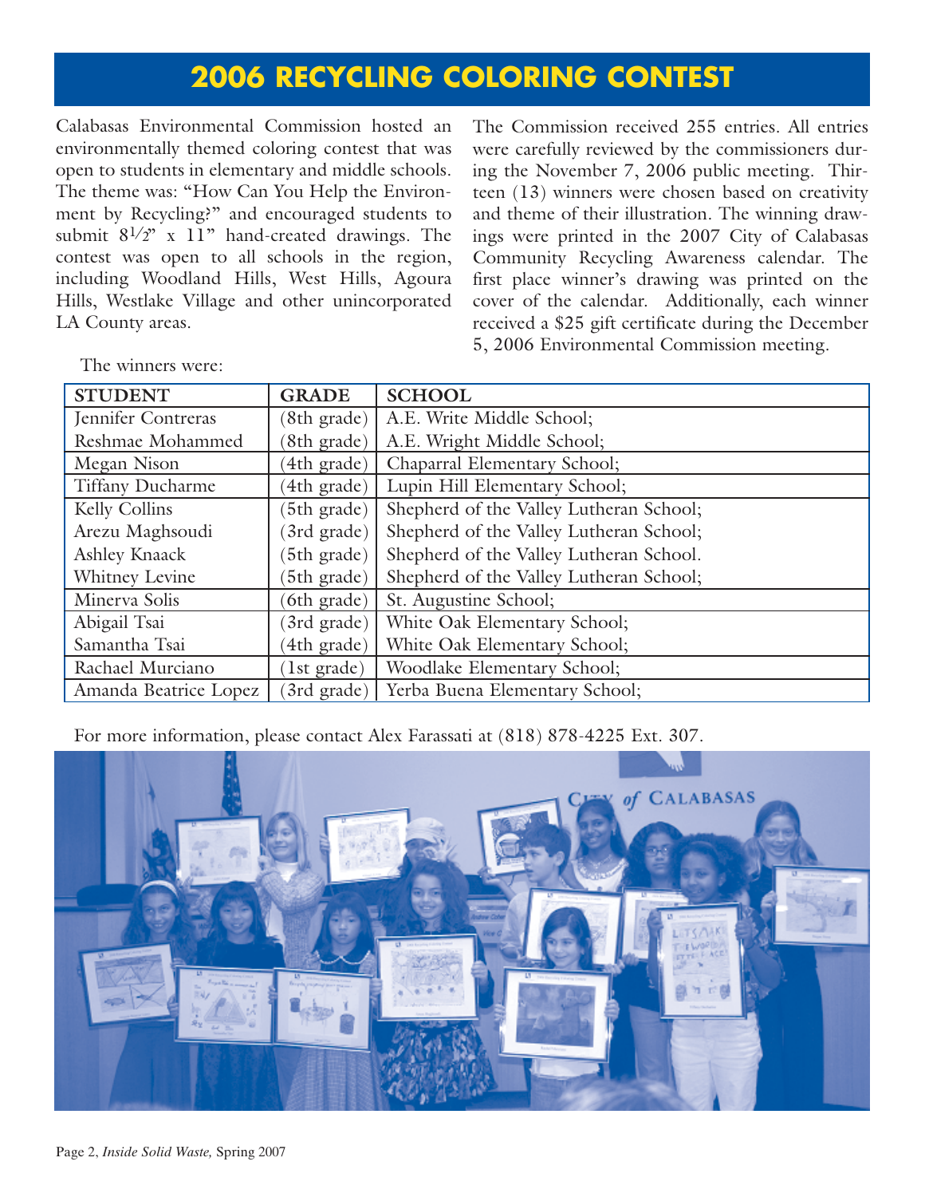# 2006 RECYCLING COLORING CONTEST

Calabasas Environmental Commission hosted an environmentally themed coloring contest that was open to students in elementary and middle schools. The theme was: "How Can You Help the Environment by Recycling?" and encouraged students to submit 8½" x 11" hand-created drawings. The contest was open to all schools in the region, including Woodland Hills, West Hills, Agoura Hills, Westlake Village and other unincorporated LA County areas.

The Commission received 255 entries. All entries were carefully reviewed by the commissioners during the November 7, 2006 public meeting. Thirteen (13) winners were chosen based on creativity and theme of their illustration. The winning drawings were printed in the 2007 City of Calabasas Community Recycling Awareness calendar. The first place winner's drawing was printed on the cover of the calendar. Additionally, each winner received a $25 gift certificate during the December 5, 2006 Environmental Commission meeting.

The winners were:

| STUDENT | GRADE | SCHOOL |
|---|---|---|
| Jennifer Contreras | (8th grade) | A.E. Write Middle School; |
| Reshmae Mohammed | (8th grade) | A.E. Wright Middle School; |
| Megan Nison | (4th grade) | Chaparral Elementary School; |
| Tiffany Ducharme | (4th grade) | Lupin Hill Elementary School; |
| Kelly Collins | (5th grade) | Shepherd of the Valley Lutheran School; |
| Arezu Maghsoudi | (3rd grade) | Shepherd of the Valley Lutheran School; |
| Ashley Knaack | (5th grade) | Shepherd of the Valley Lutheran School. |
| Whitney Levine | (5th grade) | Shepherd of the Valley Lutheran School; |
| Minerva Solis | (6th grade) | St. Augustine School; |
| Abigail Tsai | (3rd grade) | White Oak Elementary School; |
| Samantha Tsai | (4th grade) | White Oak Elementary School; |
| Rachael Murciano | (1st grade) | Woodlake Elementary School; |
| Amanda Beatrice Lopez | (3rd grade) | Yerba Buena Elementary School; |

For more information, please contact Alex Farassati at (818) 878-4225 Ext. 307.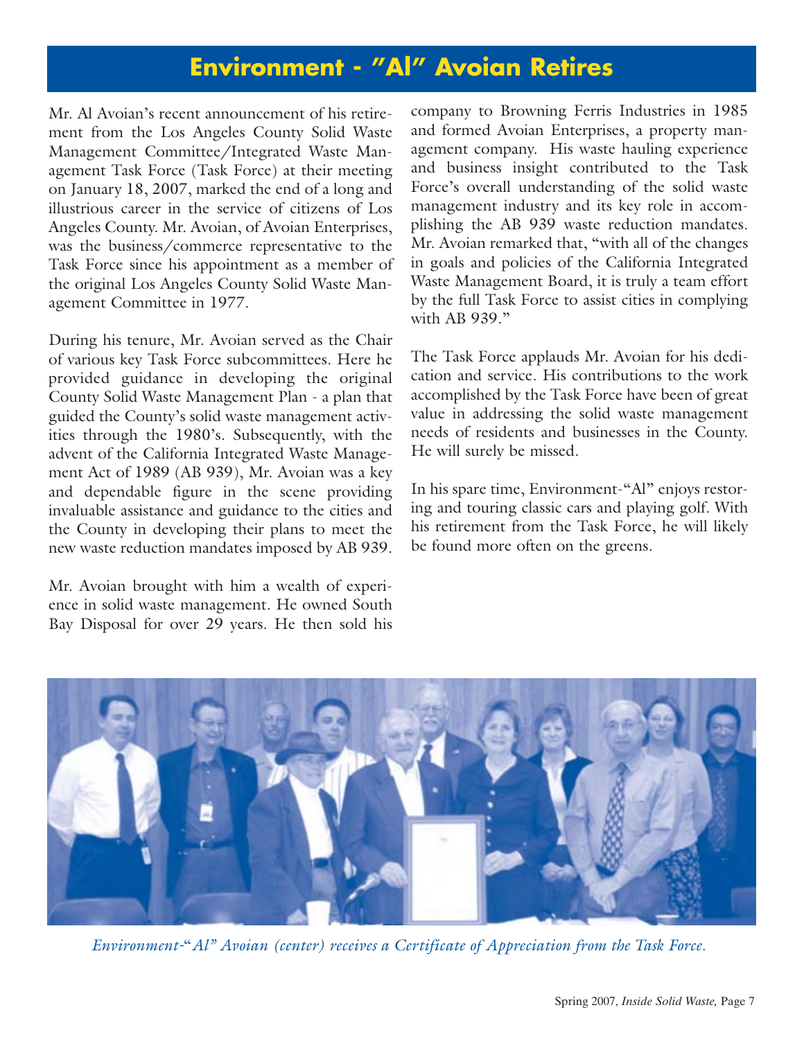# Environment - "Al" Avoian Retires

Mr. Al Avoian's recent announcement of his retirement from the Los Angeles County Solid Waste Management Committee/Integrated Waste Management Task Force (Task Force) at their meeting on January 18, 2007, marked the end of a long and illustrious career in the service of citizens of Los Angeles County. Mr. Avoian, of Avoian Enterprises, was the business/commerce representative to the Task Force since his appointment as a member of the original Los Angeles County Solid Waste Management Committee in 1977.

During his tenure, Mr. Avoian served as the Chair of various key Task Force subcommittees. Here he provided guidance in developing the original County Solid Waste Management Plan - a plan that guided the County's solid waste management activities through the 1980's. Subsequently, with the advent of the California Integrated Waste Management Act of 1989 (AB 939), Mr. Avoian was a key and dependable figure in the scene providing invaluable assistance and guidance to the cities and the County in developing their plans to meet the new waste reduction mandates imposed by AB 939.

Mr. Avoian brought with him a wealth of experience in solid waste management. He owned South Bay Disposal for over 29 years. He then sold his company to Browning Ferris Industries in 1985 and formed Avoian Enterprises, a property management company. His waste hauling experience and business insight contributed to the Task Force's overall understanding of the solid waste management industry and its key role in accomplishing the AB 939 waste reduction mandates. Mr. Avoian remarked that, "with all of the changes in goals and policies of the California Integrated Waste Management Board, it is truly a team effort by the full Task Force to assist cities in complying with AB 939."

The Task Force applauds Mr. Avoian for his dedication and service. His contributions to the work accomplished by the Task Force have been of great value in addressing the solid waste management needs of residents and businesses in the County. He will surely be missed.

In his spare time, Environment-"Al" enjoys restoring and touring classic cars and playing golf. With his retirement from the Task Force, he will likely be found more often on the greens.

*Environment-"Al" Avoian (center) receives a Certificate of Appreciation from the Task Force.*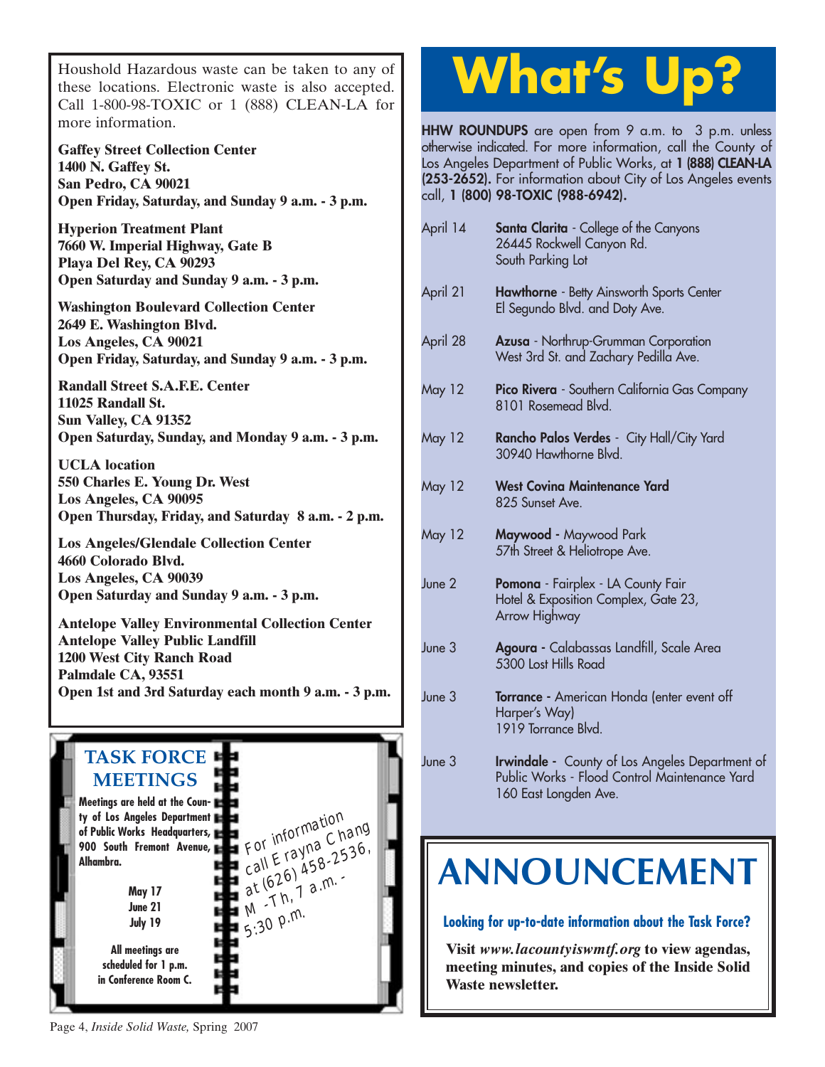Houshold Hazardous waste can be taken to any of these locations. Electronic waste is also accepted. Call 1-800-98-TOXIC or 1 (888) CLEAN-LA for more information.

**Gaffey Street Collection Center**
**1400 N. Gaffey St.**
**San Pedro, CA 90021**
**Open Friday, Saturday, and Sunday 9 a.m. - 3 p.m.**

**Hyperion Treatment Plant**
**7660 W. Imperial Highway, Gate B**
**Playa Del Rey, CA 90293**
**Open Saturday and Sunday 9 a.m. - 3 p.m.**

**Washington Boulevard Collection Center**
**2649 E. Washington Blvd.**
**Los Angeles, CA 90021**
**Open Friday, Saturday, and Sunday 9 a.m. - 3 p.m.**

**Randall Street S.A.F.E. Center**
**11025 Randall St.**
**Sun Valley, CA 91352**
**Open Saturday, Sunday, and Monday 9 a.m. - 3 p.m.**

**UCLA location**
**550 Charles E. Young Dr. West**
**Los Angeles, CA 90095**
**Open Thursday, Friday, and Saturday 8 a.m. - 2 p.m.**

**Los Angeles/Glendale Collection Center**
**4660 Colorado Blvd.**
**Los Angeles, CA 90039**
**Open Saturday and Sunday 9 a.m. - 3 p.m.**

**Antelope Valley Environmental Collection Center**
**Antelope Valley Public Landfill**
**1200 West City Ranch Road**
**Palmdale CA, 93551**
**Open 1st and 3rd Saturday each month 9 a.m. - 3 p.m.**

## TASK FORCE MEETINGS

**Meetings are held at the County of Los Angeles Department of Public Works Headquarters, 900 South Fremont Avenue, Alhambra.**

**May 17**
**June 21**
**July 19**

**All meetings are scheduled for 1 p.m. in Conference Room C.**

For information call Erayna Chang at (626) 458-2536, M -Th, 7 a.m. - 5:30 p.m.

# What's Up?

**HHW ROUNDUPS** are open from 9 a.m. to 3 p.m. unless otherwise indicated. For more information, call the County of Los Angeles Department of Public Works, at **1 (888) CLEAN-LA (253-2652).** For information about City of Los Angeles events call, **1 (800) 98-TOXIC (988-6942).**

| Date | Event |
|---|---|
| April 14 | **Santa Clarita** - College of the Canyons, 26445 Rockwell Canyon Rd., South Parking Lot |
| April 21 | **Hawthorne** - Betty Ainsworth Sports Center, El Segundo Blvd. and Doty Ave. |
| April 28 | **Azusa** - Northrup-Grumman Corporation, West 3rd St. and Zachary Pedilla Ave. |
| May 12 | **Pico Rivera** - Southern California Gas Company, 8101 Rosemead Blvd. |
| May 12 | **Rancho Palos Verdes** - City Hall/City Yard, 30940 Hawthorne Blvd. |
| May 12 | **West Covina Maintenance Yard**, 825 Sunset Ave. |
| May 12 | **Maywood** - Maywood Park, 57th Street & Heliotrope Ave. |
| June 2 | **Pomona** - Fairplex - LA County Fair Hotel & Exposition Complex, Gate 23, Arrow Highway |
| June 3 | **Agoura** - Calabassas Landfill, Scale Area, 5300 Lost Hills Road |
| June 3 | **Torrance** - American Honda (enter event off Harper's Way), 1919 Torrance Blvd. |
| June 3 | **Irwindale** - County of Los Angeles Department of Public Works - Flood Control Maintenance Yard, 160 East Longden Ave. |

# ANNOUNCEMENT

**Looking for up-to-date information about the Task Force?**

**Visit *www.lacountyiswmtf.org* to view agendas, meeting minutes, and copies of the Inside Solid Waste newsletter.**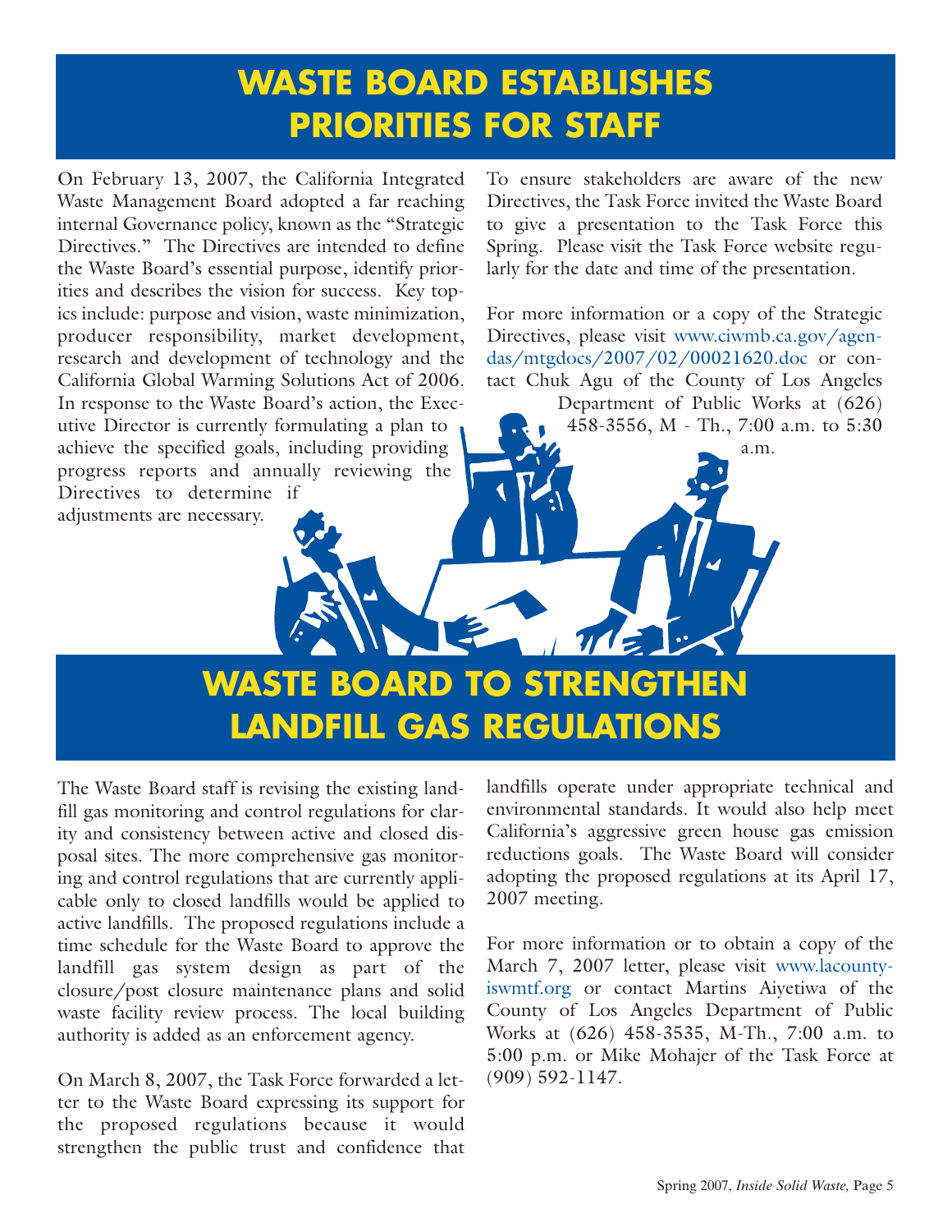# WASTE BOARD ESTABLISHES PRIORITIES FOR STAFF

On February 13, 2007, the California Integrated Waste Management Board adopted a far reaching internal Governance policy, known as the "Strategic Directives." The Directives are intended to define the Waste Board's essential purpose, identify priorities and describes the vision for success. Key topics include: purpose and vision, waste minimization, producer responsibility, market development, research and development of technology and the California Global Warming Solutions Act of 2006. In response to the Waste Board's action, the Executive Director is currently formulating a plan to achieve the specified goals, including providing progress reports and annually reviewing the Directives to determine if adjustments are necessary.

To ensure stakeholders are aware of the new Directives, the Task Force invited the Waste Board to give a presentation to the Task Force this Spring. Please visit the Task Force website regularly for the date and time of the presentation.

For more information or a copy of the Strategic Directives, please visit www.ciwmb.ca.gov/agendas/mtgdocs/2007/02/00021620.doc or contact Chuk Agu of the County of Los Angeles Department of Public Works at (626) 458-3556, M - Th., 7:00 a.m. to 5:30 a.m.

# WASTE BOARD TO STRENGTHEN LANDFILL GAS REGULATIONS

The Waste Board staff is revising the existing landfill gas monitoring and control regulations for clarity and consistency between active and closed disposal sites. The more comprehensive gas monitoring and control regulations that are currently applicable only to closed landfills would be applied to active landfills. The proposed regulations include a time schedule for the Waste Board to approve the landfill gas system design as part of the closure/post closure maintenance plans and solid waste facility review process. The local building authority is added as an enforcement agency.

On March 8, 2007, the Task Force forwarded a letter to the Waste Board expressing its support for the proposed regulations because it would strengthen the public trust and confidence that landfills operate under appropriate technical and environmental standards. It would also help meet California's aggressive green house gas emission reductions goals. The Waste Board will consider adopting the proposed regulations at its April 17, 2007 meeting.

For more information or to obtain a copy of the March 7, 2007 letter, please visit www.lacounty-iswmtf.org or contact Martins Aiyetiwa of the County of Los Angeles Department of Public Works at (626) 458-3535, M-Th., 7:00 a.m. to 5:00 p.m. or Mike Mohajer of the Task Force at (909) 592-1147.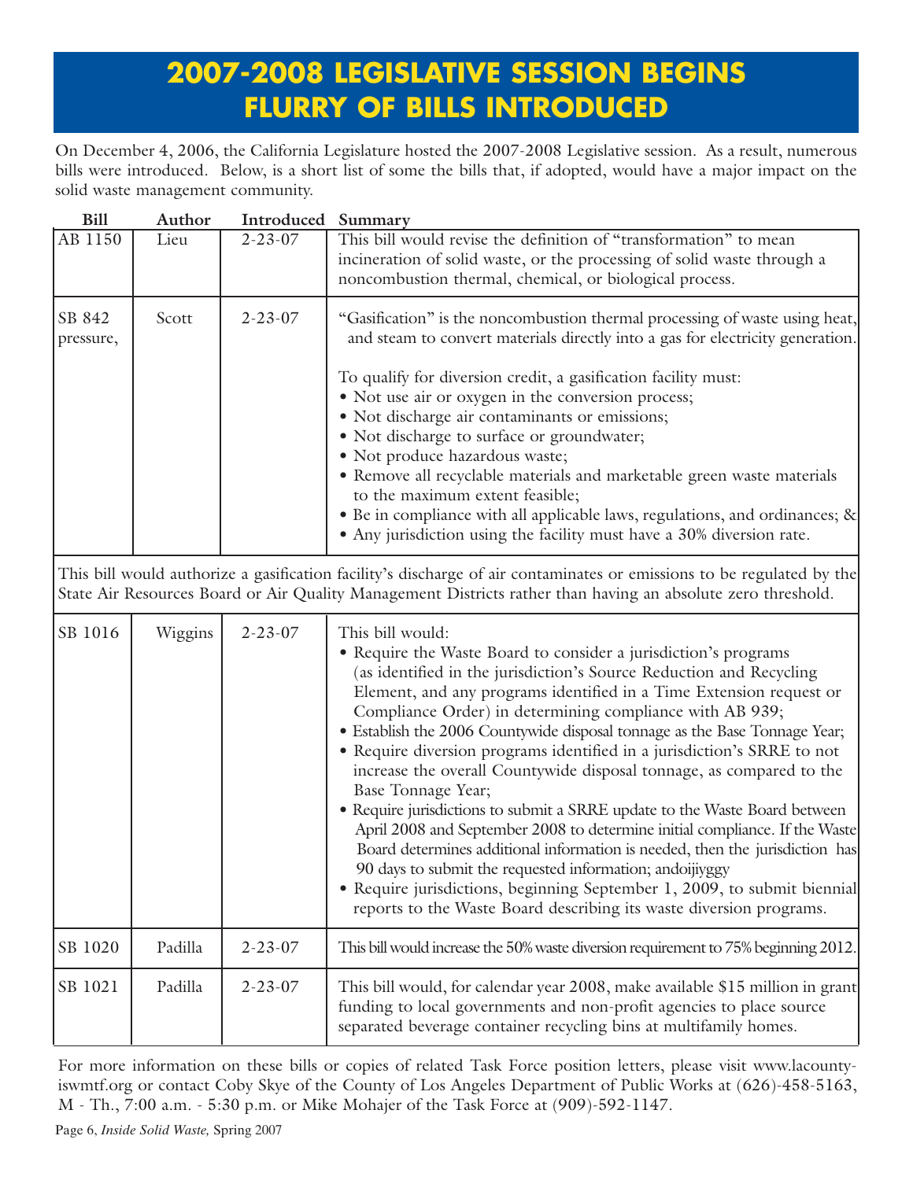# 2007-2008 LEGISLATIVE SESSION BEGINS FLURRY OF BILLS INTRODUCED

On December 4, 2006, the California Legislature hosted the 2007-2008 Legislative session. As a result, numerous bills were introduced. Below, is a short list of some the bills that, if adopted, would have a major impact on the solid waste management community.

| Bill | Author | Introduced | Summary |
|---|---|---|---|
| AB 1150 | Lieu | 2-23-07 | This bill would revise the definition of "transformation" to mean incineration of solid waste, or the processing of solid waste through a noncombustion thermal, chemical, or biological process. |
| SB 842 pressure, | Scott | 2-23-07 | "Gasification" is the noncombustion thermal processing of waste using heat, and steam to convert materials directly into a gas for electricity generation.<br><br>To qualify for diversion credit, a gasification facility must:<br>• Not use air or oxygen in the conversion process;<br>• Not discharge air contaminants or emissions;<br>• Not discharge to surface or groundwater;<br>• Not produce hazardous waste;<br>• Remove all recyclable materials and marketable green waste materials to the maximum extent feasible;<br>• Be in compliance with all applicable laws, regulations, and ordinances; &<br>• Any jurisdiction using the facility must have a 30% diversion rate. |
| This bill would authorize a gasification facility's discharge of air contaminates or emissions to be regulated by the State Air Resources Board or Air Quality Management Districts rather than having an absolute zero threshold. | | | |
| SB 1016 | Wiggins | 2-23-07 | This bill would:<br>• Require the Waste Board to consider a jurisdiction's programs (as identified in the jurisdiction's Source Reduction and Recycling Element, and any programs identified in a Time Extension request or Compliance Order) in determining compliance with AB 939;<br>• Establish the 2006 Countywide disposal tonnage as the Base Tonnage Year;<br>• Require diversion programs identified in a jurisdiction's SRRE to not increase the overall Countywide disposal tonnage, as compared to the Base Tonnage Year;<br>• Require jurisdictions to submit a SRRE update to the Waste Board between April 2008 and September 2008 to determine initial compliance. If the Waste Board determines additional information is needed, then the jurisdiction has 90 days to submit the requested information; andoijiyggy<br>• Require jurisdictions, beginning September 1, 2009, to submit biennial reports to the Waste Board describing its waste diversion programs. |
| SB 1020 | Padilla | 2-23-07 | This bill would increase the 50% waste diversion requirement to 75% beginning 2012. |
| SB 1021 | Padilla | 2-23-07 | This bill would, for calendar year 2008, make available $15 million in grant funding to local governments and non-profit agencies to place source separated beverage container recycling bins at multifamily homes. |

For more information on these bills or copies of related Task Force position letters, please visit www.lacounty-iswmtf.org or contact Coby Skye of the County of Los Angeles Department of Public Works at (626)-458-5163, M - Th., 7:00 a.m. - 5:30 p.m. or Mike Mohajer of the Task Force at (909)-592-1147.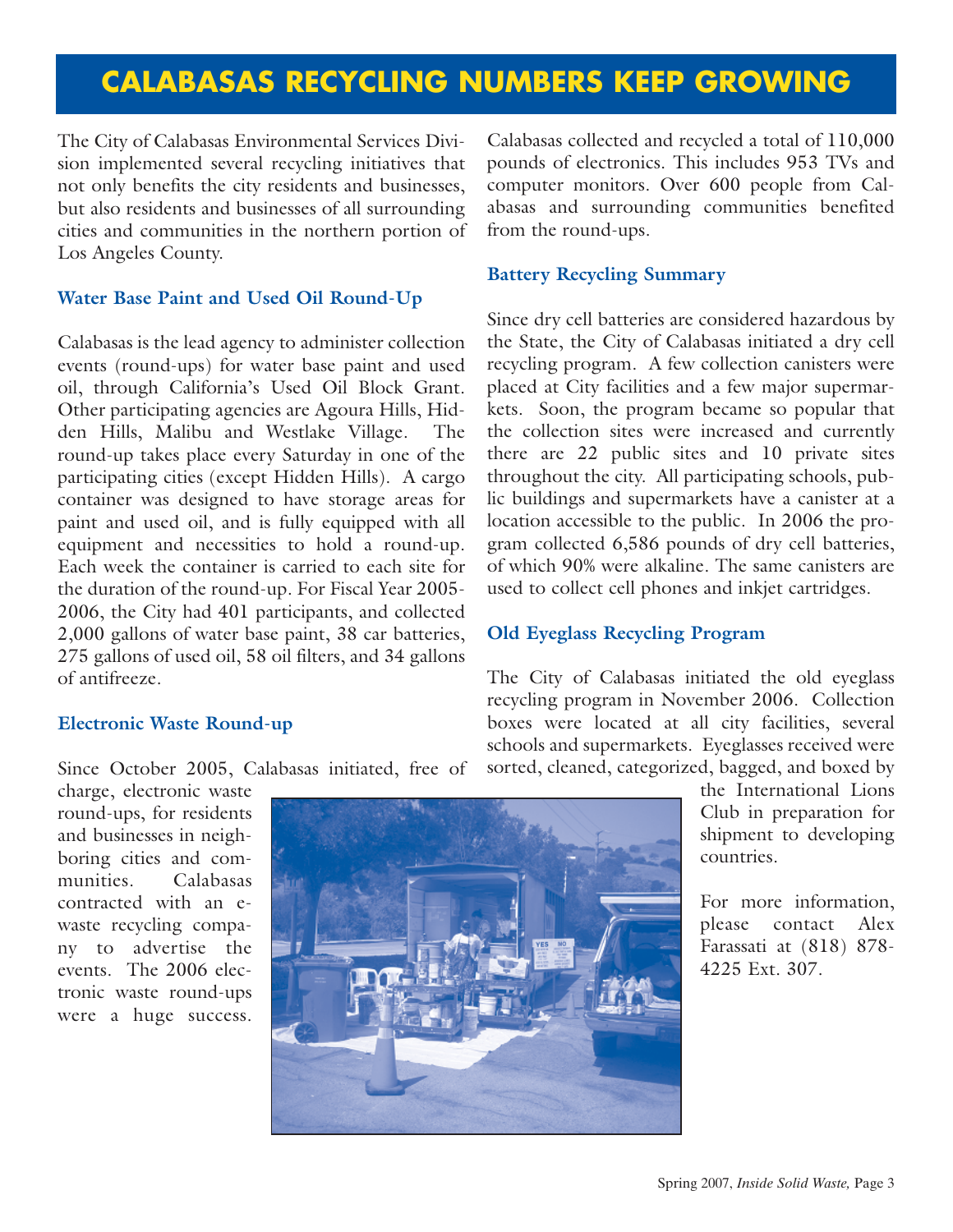# CALABASAS RECYCLING NUMBERS KEEP GROWING

The City of Calabasas Environmental Services Division implemented several recycling initiatives that not only benefits the city residents and businesses, but also residents and businesses of all surrounding cities and communities in the northern portion of Los Angeles County.

### Water Base Paint and Used Oil Round-Up

Calabasas is the lead agency to administer collection events (round-ups) for water base paint and used oil, through California's Used Oil Block Grant. Other participating agencies are Agoura Hills, Hidden Hills, Malibu and Westlake Village. The round-up takes place every Saturday in one of the participating cities (except Hidden Hills). A cargo container was designed to have storage areas for paint and used oil, and is fully equipped with all equipment and necessities to hold a round-up. Each week the container is carried to each site for the duration of the round-up. For Fiscal Year 2005-2006, the City had 401 participants, and collected 2,000 gallons of water base paint, 38 car batteries, 275 gallons of used oil, 58 oil filters, and 34 gallons of antifreeze.

### Electronic Waste Round-up

Since October 2005, Calabasas initiated, free of charge, electronic waste round-ups, for residents and businesses in neighboring cities and communities. Calabasas contracted with an e-waste recycling company to advertise the events. The 2006 electronic waste round-ups were a huge success. Calabasas collected and recycled a total of 110,000 pounds of electronics. This includes 953 TVs and computer monitors. Over 600 people from Calabasas and surrounding communities benefited from the round-ups.

### Battery Recycling Summary

Since dry cell batteries are considered hazardous by the State, the City of Calabasas initiated a dry cell recycling program. A few collection canisters were placed at City facilities and a few major supermarkets. Soon, the program became so popular that the collection sites were increased and currently there are 22 public sites and 10 private sites throughout the city. All participating schools, public buildings and supermarkets have a canister at a location accessible to the public. In 2006 the program collected 6,586 pounds of dry cell batteries, of which 90% were alkaline. The same canisters are used to collect cell phones and inkjet cartridges.

### Old Eyeglass Recycling Program

The City of Calabasas initiated the old eyeglass recycling program in November 2006. Collection boxes were located at all city facilities, several schools and supermarkets. Eyeglasses received were sorted, cleaned, categorized, bagged, and boxed by the International Lions Club in preparation for shipment to developing countries.

For more information, please contact Alex Farassati at (818) 878-4225 Ext. 307.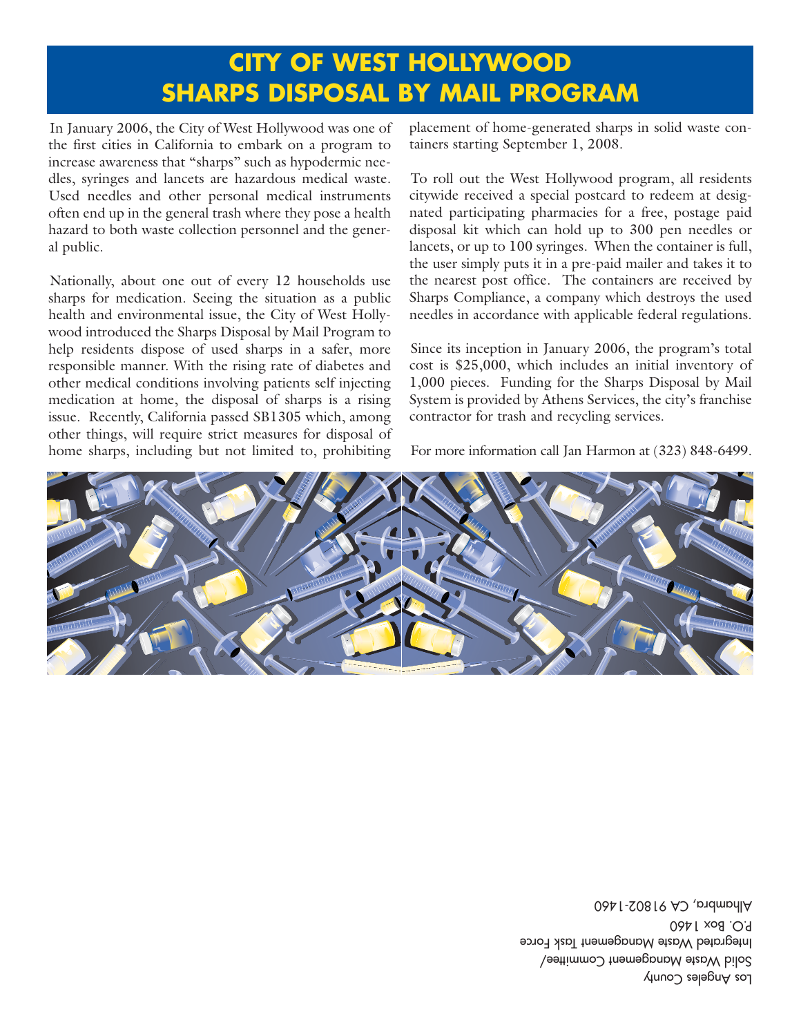# CITY OF WEST HOLLYWOOD SHARPS DISPOSAL BY MAIL PROGRAM

In January 2006, the City of West Hollywood was one of the first cities in California to embark on a program to increase awareness that "sharps" such as hypodermic needles, syringes and lancets are hazardous medical waste. Used needles and other personal medical instruments often end up in the general trash where they pose a health hazard to both waste collection personnel and the general public.

Nationally, about one out of every 12 households use sharps for medication. Seeing the situation as a public health and environmental issue, the City of West Hollywood introduced the Sharps Disposal by Mail Program to help residents dispose of used sharps in a safer, more responsible manner. With the rising rate of diabetes and other medical conditions involving patients self injecting medication at home, the disposal of sharps is a rising issue. Recently, California passed SB1305 which, among other things, will require strict measures for disposal of home sharps, including but not limited to, prohibiting placement of home-generated sharps in solid waste containers starting September 1, 2008.

To roll out the West Hollywood program, all residents citywide received a special postcard to redeem at designated participating pharmacies for a free, postage paid disposal kit which can hold up to 300 pen needles or lancets, or up to 100 syringes. When the container is full, the user simply puts it in a pre-paid mailer and takes it to the nearest post office. The containers are received by Sharps Compliance, a company which destroys the used needles in accordance with applicable federal regulations.

Since its inception in January 2006, the program's total cost is $25,000, which includes an initial inventory of 1,000 pieces. Funding for the Sharps Disposal by Mail System is provided by Athens Services, the city's franchise contractor for trash and recycling services.

For more information call Jan Harmon at (323) 848-6499.

Los Angeles County
Solid Waste Management Committee/
Integrated Waste Management Task Force
P.O. Box 1460
Alhambra, CA 91802-1460